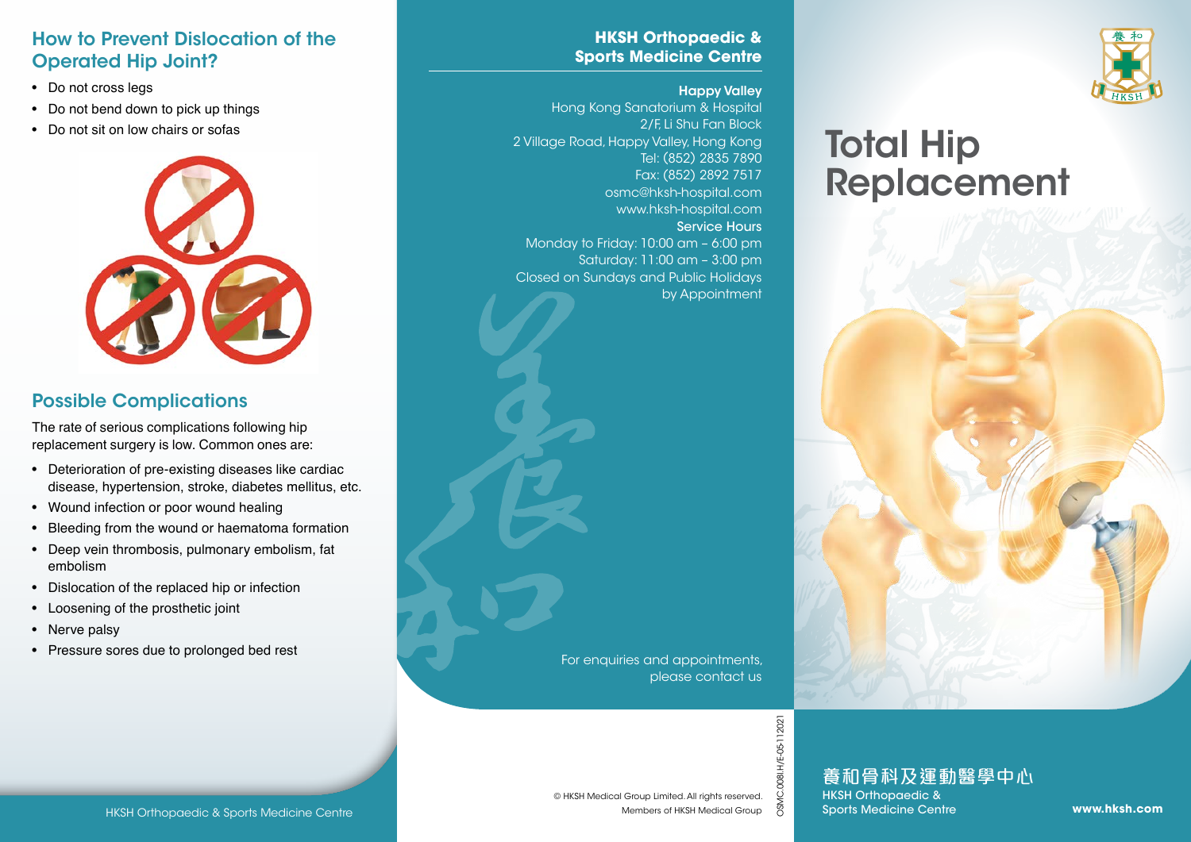## How to Prevent Dislocation of the Operated Hip Joint?

- Do not cross legs
- Do not bend down to pick up things
- Do not sit on low chairs or sofas

## Possible Complications

The rate of serious complications following hip replacement surgery is low. Common ones are:

- Deterioration of pre-existing diseases like cardiac disease, hypertension, stroke, diabetes mellitus, etc.
- Wound infection or poor wound healing
- Bleeding from the wound or haematoma formation
- Deep vein thrombosis, pulmonary embolism, fat embolism
- Dislocation of the replaced hip or infection
- Loosening of the prosthetic joint
- Nerve palsy
- Pressure sores due to prolonged bed rest

HKSH Orthopaedic & Sports Medicine Centre

## HKSH Orthopaedic & Sports Medicine Centre

**Happy Valley**
Hong Kong Sanatorium & Hospital
2/F, Li Shu Fan Block
2 Village Road, Happy Valley, Hong Kong
Tel: (852) 2835 7890
Fax: (852) 2892 7517
osmc@hksh-hospital.com
www.hksh-hospital.com

**Service Hours**
Monday to Friday: 10:00 am – 6:00 pm
Saturday: 11:00 am – 3:00 pm
Closed on Sundays and Public Holidays
by Appointment

For enquiries and appointments, please contact us

© HKSH Medical Group Limited. All rights reserved.
Members of HKSH Medical Group

OSMC.008I.H/E-05-112021

# Total Hip Replacement

養和骨科及運動醫學中心
HKSH Orthopaedic & Sports Medicine Centre

www.hksh.com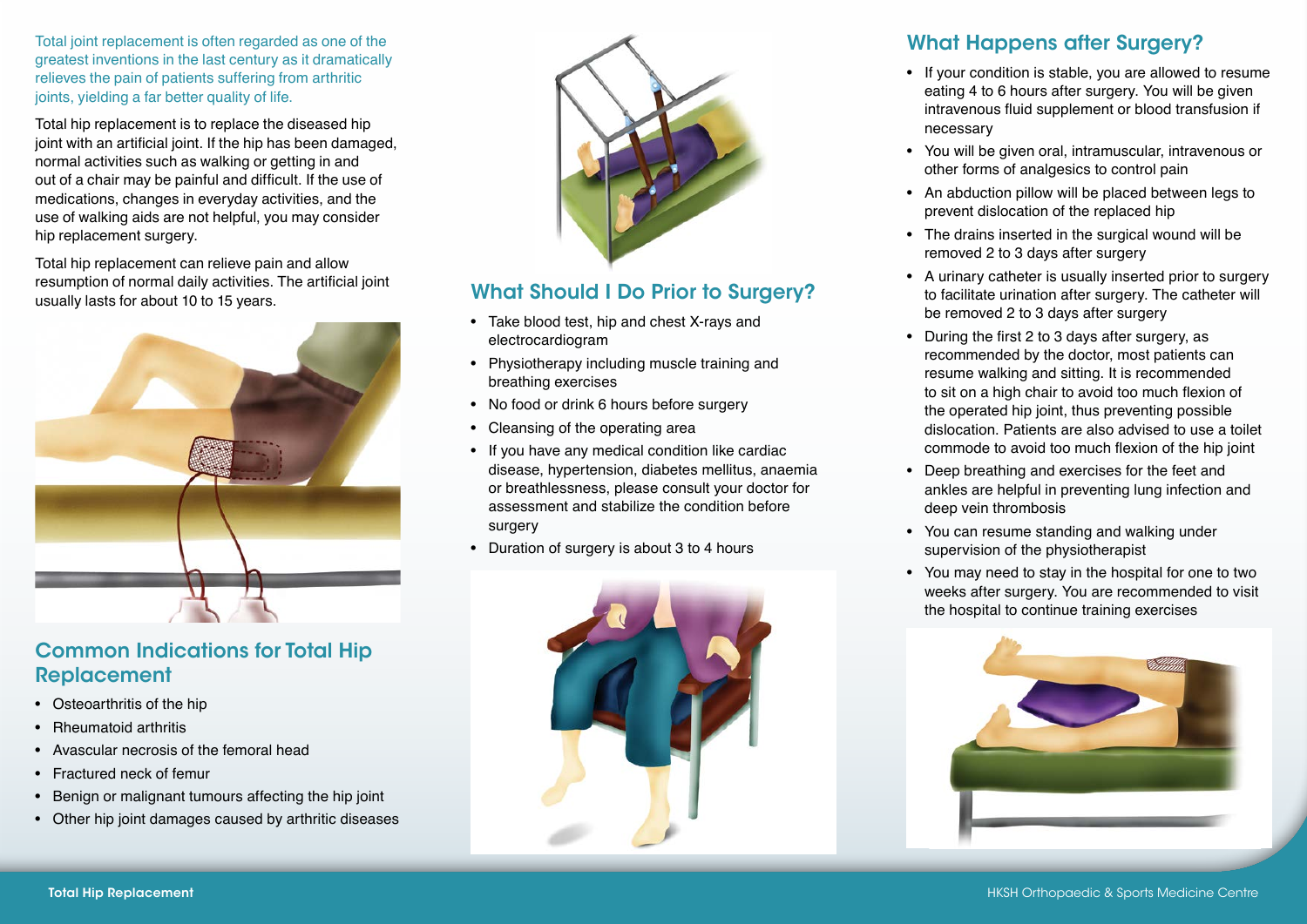Total joint replacement is often regarded as one of the greatest inventions in the last century as it dramatically relieves the pain of patients suffering from arthritic joints, yielding a far better quality of life.

Total hip replacement is to replace the diseased hip joint with an artificial joint. If the hip has been damaged, normal activities such as walking or getting in and out of a chair may be painful and difficult. If the use of medications, changes in everyday activities, and the use of walking aids are not helpful, you may consider hip replacement surgery.

Total hip replacement can relieve pain and allow resumption of normal daily activities. The artificial joint usually lasts for about 10 to 15 years.

## Common Indications for Total Hip Replacement

- Osteoarthritis of the hip
- Rheumatoid arthritis
- Avascular necrosis of the femoral head
- Fractured neck of femur
- Benign or malignant tumours affecting the hip joint
- Other hip joint damages caused by arthritic diseases

## What Should I Do Prior to Surgery?

- Take blood test, hip and chest X-rays and electrocardiogram
- Physiotherapy including muscle training and breathing exercises
- No food or drink 6 hours before surgery
- Cleansing of the operating area
- If you have any medical condition like cardiac disease, hypertension, diabetes mellitus, anaemia or breathlessness, please consult your doctor for assessment and stabilize the condition before surgery
- Duration of surgery is about 3 to 4 hours

## What Happens after Surgery?

- If your condition is stable, you are allowed to resume eating 4 to 6 hours after surgery. You will be given intravenous fluid supplement or blood transfusion if necessary
- You will be given oral, intramuscular, intravenous or other forms of analgesics to control pain
- An abduction pillow will be placed between legs to prevent dislocation of the replaced hip
- The drains inserted in the surgical wound will be removed 2 to 3 days after surgery
- A urinary catheter is usually inserted prior to surgery to facilitate urination after surgery. The catheter will be removed 2 to 3 days after surgery
- During the first 2 to 3 days after surgery, as recommended by the doctor, most patients can resume walking and sitting. It is recommended to sit on a high chair to avoid too much flexion of the operated hip joint, thus preventing possible dislocation. Patients are also advised to use a toilet commode to avoid too much flexion of the hip joint
- Deep breathing and exercises for the feet and ankles are helpful in preventing lung infection and deep vein thrombosis
- You can resume standing and walking under supervision of the physiotherapist
- You may need to stay in the hospital for one to two weeks after surgery. You are recommended to visit the hospital to continue training exercises